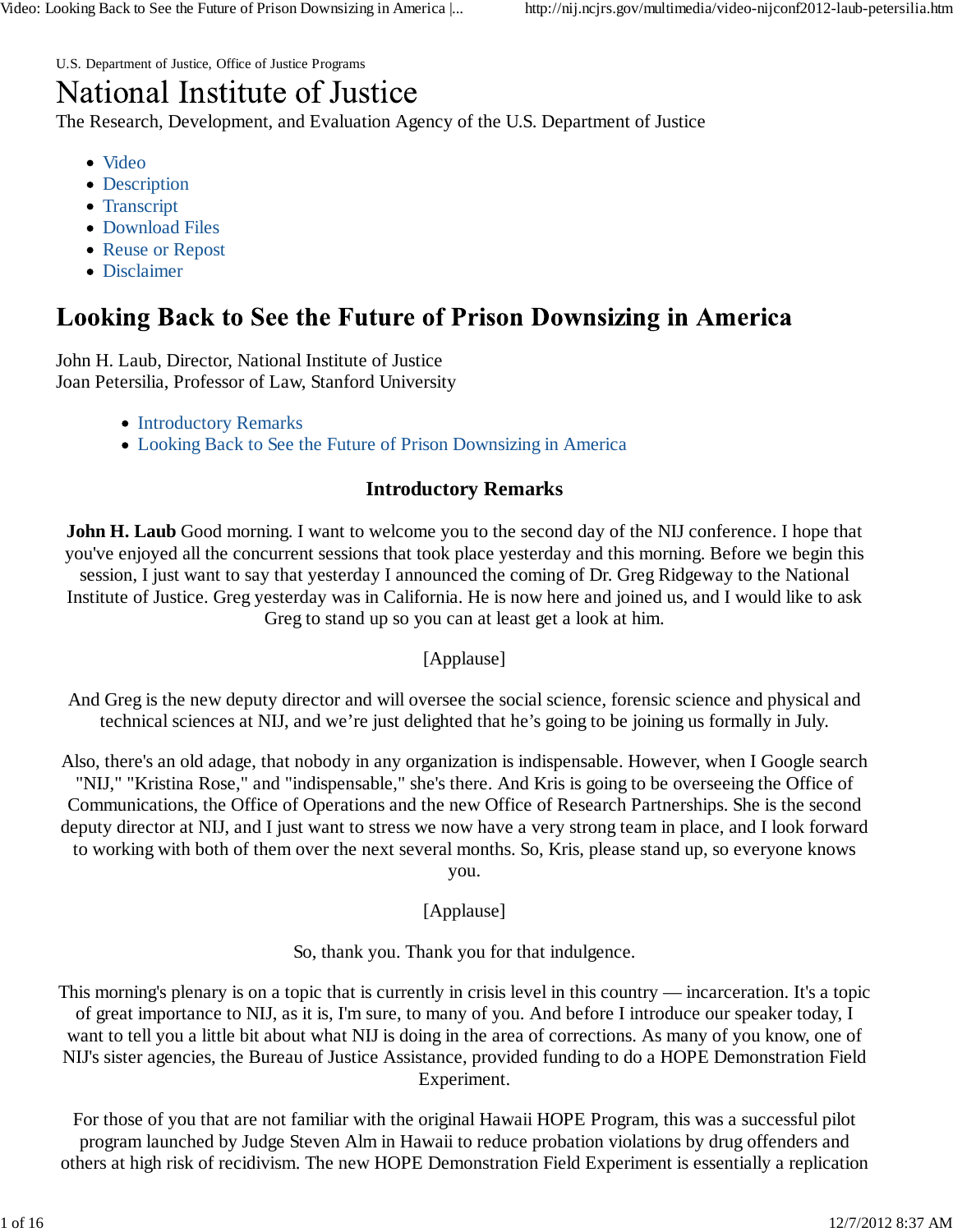U.S. Department of Justice, Office of Justice Programs

# National Institute of Justice

The Research, Development, and Evaluation Agency of the U.S. Department of Justice

- Video
- Description
- Transcript
- Download Files
- Reuse or Repost
- Disclaimer

## Looking Back to See the Future of Prison Downsizing in America

John H. Laub, Director, National Institute of Justice
Joan Petersilia, Professor of Law, Stanford University

- Introductory Remarks
- Looking Back to See the Future of Prison Downsizing in America

### Introductory Remarks

**John H. Laub** Good morning. I want to welcome you to the second day of the NIJ conference. I hope that you've enjoyed all the concurrent sessions that took place yesterday and this morning. Before we begin this session, I just want to say that yesterday I announced the coming of Dr. Greg Ridgeway to the National Institute of Justice. Greg yesterday was in California. He is now here and joined us, and I would like to ask Greg to stand up so you can at least get a look at him.

[Applause]

And Greg is the new deputy director and will oversee the social science, forensic science and physical and technical sciences at NIJ, and we're just delighted that he's going to be joining us formally in July.

Also, there's an old adage, that nobody in any organization is indispensable. However, when I Google search "NIJ," "Kristina Rose," and "indispensable," she's there. And Kris is going to be overseeing the Office of Communications, the Office of Operations and the new Office of Research Partnerships. She is the second deputy director at NIJ, and I just want to stress we now have a very strong team in place, and I look forward to working with both of them over the next several months. So, Kris, please stand up, so everyone knows you.

[Applause]

So, thank you. Thank you for that indulgence.

This morning's plenary is on a topic that is currently in crisis level in this country — incarceration. It's a topic of great importance to NIJ, as it is, I'm sure, to many of you. And before I introduce our speaker today, I want to tell you a little bit about what NIJ is doing in the area of corrections. As many of you know, one of NIJ's sister agencies, the Bureau of Justice Assistance, provided funding to do a HOPE Demonstration Field Experiment.

For those of you that are not familiar with the original Hawaii HOPE Program, this was a successful pilot program launched by Judge Steven Alm in Hawaii to reduce probation violations by drug offenders and others at high risk of recidivism. The new HOPE Demonstration Field Experiment is essentially a replication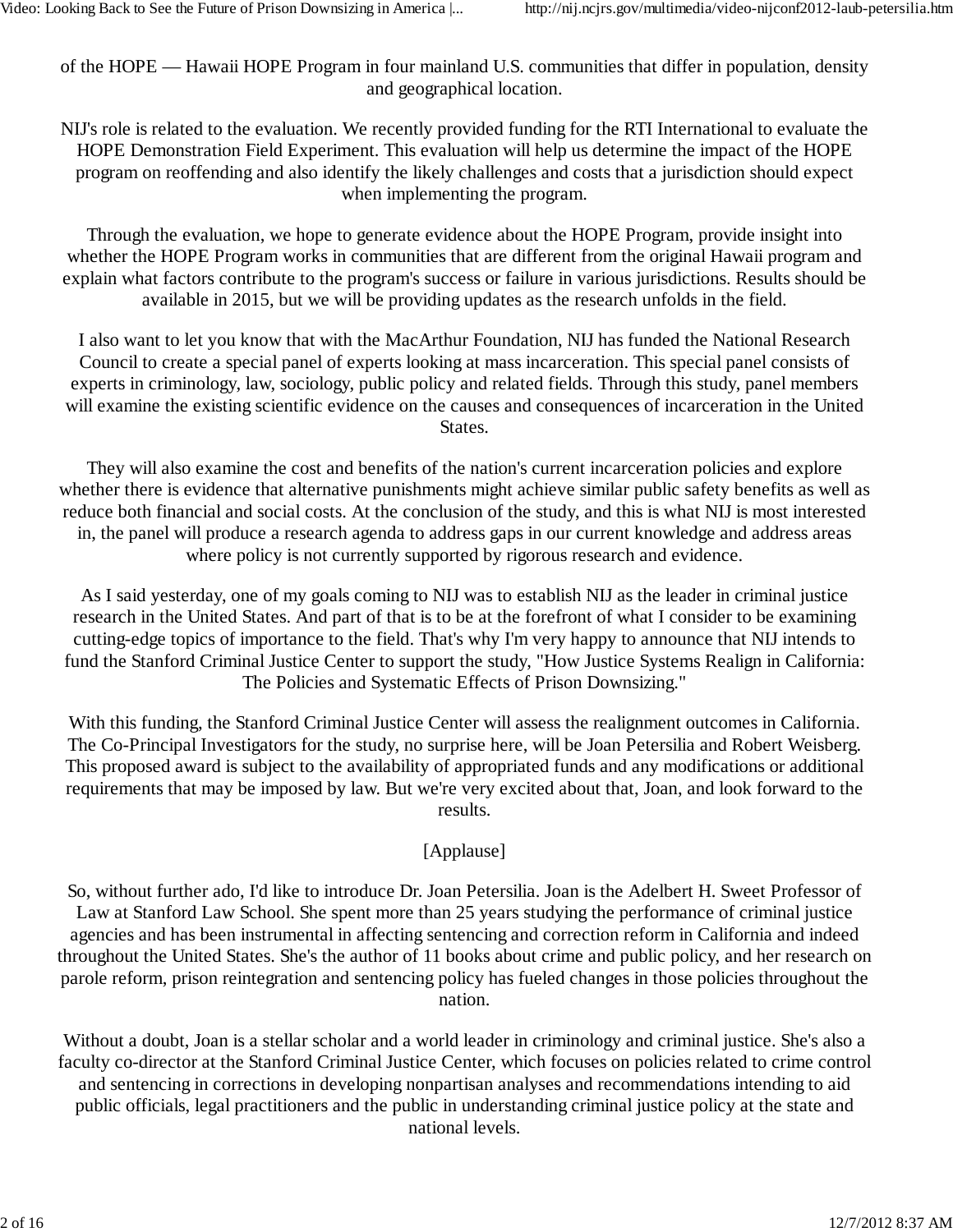of the HOPE — Hawaii HOPE Program in four mainland U.S. communities that differ in population, density and geographical location.

NIJ's role is related to the evaluation. We recently provided funding for the RTI International to evaluate the HOPE Demonstration Field Experiment. This evaluation will help us determine the impact of the HOPE program on reoffending and also identify the likely challenges and costs that a jurisdiction should expect when implementing the program.

Through the evaluation, we hope to generate evidence about the HOPE Program, provide insight into whether the HOPE Program works in communities that are different from the original Hawaii program and explain what factors contribute to the program's success or failure in various jurisdictions. Results should be available in 2015, but we will be providing updates as the research unfolds in the field.

I also want to let you know that with the MacArthur Foundation, NIJ has funded the National Research Council to create a special panel of experts looking at mass incarceration. This special panel consists of experts in criminology, law, sociology, public policy and related fields. Through this study, panel members will examine the existing scientific evidence on the causes and consequences of incarceration in the United States.

They will also examine the cost and benefits of the nation's current incarceration policies and explore whether there is evidence that alternative punishments might achieve similar public safety benefits as well as reduce both financial and social costs. At the conclusion of the study, and this is what NIJ is most interested in, the panel will produce a research agenda to address gaps in our current knowledge and address areas where policy is not currently supported by rigorous research and evidence.

As I said yesterday, one of my goals coming to NIJ was to establish NIJ as the leader in criminal justice research in the United States. And part of that is to be at the forefront of what I consider to be examining cutting-edge topics of importance to the field. That's why I'm very happy to announce that NIJ intends to fund the Stanford Criminal Justice Center to support the study, "How Justice Systems Realign in California: The Policies and Systematic Effects of Prison Downsizing."

With this funding, the Stanford Criminal Justice Center will assess the realignment outcomes in California. The Co-Principal Investigators for the study, no surprise here, will be Joan Petersilia and Robert Weisberg. This proposed award is subject to the availability of appropriated funds and any modifications or additional requirements that may be imposed by law. But we're very excited about that, Joan, and look forward to the results.

[Applause]

So, without further ado, I'd like to introduce Dr. Joan Petersilia. Joan is the Adelbert H. Sweet Professor of Law at Stanford Law School. She spent more than 25 years studying the performance of criminal justice agencies and has been instrumental in affecting sentencing and correction reform in California and indeed throughout the United States. She's the author of 11 books about crime and public policy, and her research on parole reform, prison reintegration and sentencing policy has fueled changes in those policies throughout the nation.

Without a doubt, Joan is a stellar scholar and a world leader in criminology and criminal justice. She's also a faculty co-director at the Stanford Criminal Justice Center, which focuses on policies related to crime control and sentencing in corrections in developing nonpartisan analyses and recommendations intending to aid public officials, legal practitioners and the public in understanding criminal justice policy at the state and national levels.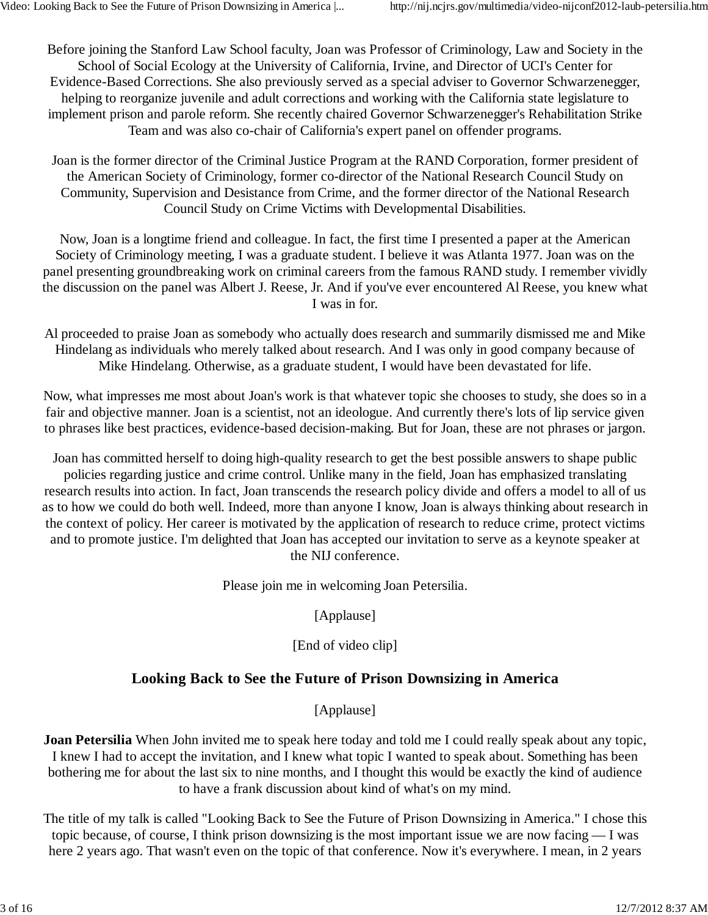Before joining the Stanford Law School faculty, Joan was Professor of Criminology, Law and Society in the School of Social Ecology at the University of California, Irvine, and Director of UCI's Center for Evidence-Based Corrections. She also previously served as a special adviser to Governor Schwarzenegger, helping to reorganize juvenile and adult corrections and working with the California state legislature to implement prison and parole reform. She recently chaired Governor Schwarzenegger's Rehabilitation Strike Team and was also co-chair of California's expert panel on offender programs.

Joan is the former director of the Criminal Justice Program at the RAND Corporation, former president of the American Society of Criminology, former co-director of the National Research Council Study on Community, Supervision and Desistance from Crime, and the former director of the National Research Council Study on Crime Victims with Developmental Disabilities.

Now, Joan is a longtime friend and colleague. In fact, the first time I presented a paper at the American Society of Criminology meeting, I was a graduate student. I believe it was Atlanta 1977. Joan was on the panel presenting groundbreaking work on criminal careers from the famous RAND study. I remember vividly the discussion on the panel was Albert J. Reese, Jr. And if you've ever encountered Al Reese, you knew what I was in for.

Al proceeded to praise Joan as somebody who actually does research and summarily dismissed me and Mike Hindelang as individuals who merely talked about research. And I was only in good company because of Mike Hindelang. Otherwise, as a graduate student, I would have been devastated for life.

Now, what impresses me most about Joan's work is that whatever topic she chooses to study, she does so in a fair and objective manner. Joan is a scientist, not an ideologue. And currently there's lots of lip service given to phrases like best practices, evidence-based decision-making. But for Joan, these are not phrases or jargon.

Joan has committed herself to doing high-quality research to get the best possible answers to shape public policies regarding justice and crime control. Unlike many in the field, Joan has emphasized translating research results into action. In fact, Joan transcends the research policy divide and offers a model to all of us as to how we could do both well. Indeed, more than anyone I know, Joan is always thinking about research in the context of policy. Her career is motivated by the application of research to reduce crime, protect victims and to promote justice. I'm delighted that Joan has accepted our invitation to serve as a keynote speaker at the NIJ conference.

Please join me in welcoming Joan Petersilia.

[Applause]

[End of video clip]

## Looking Back to See the Future of Prison Downsizing in America

[Applause]

**Joan Petersilia** When John invited me to speak here today and told me I could really speak about any topic, I knew I had to accept the invitation, and I knew what topic I wanted to speak about. Something has been bothering me for about the last six to nine months, and I thought this would be exactly the kind of audience to have a frank discussion about kind of what's on my mind.

The title of my talk is called "Looking Back to See the Future of Prison Downsizing in America." I chose this topic because, of course, I think prison downsizing is the most important issue we are now facing — I was here 2 years ago. That wasn't even on the topic of that conference. Now it's everywhere. I mean, in 2 years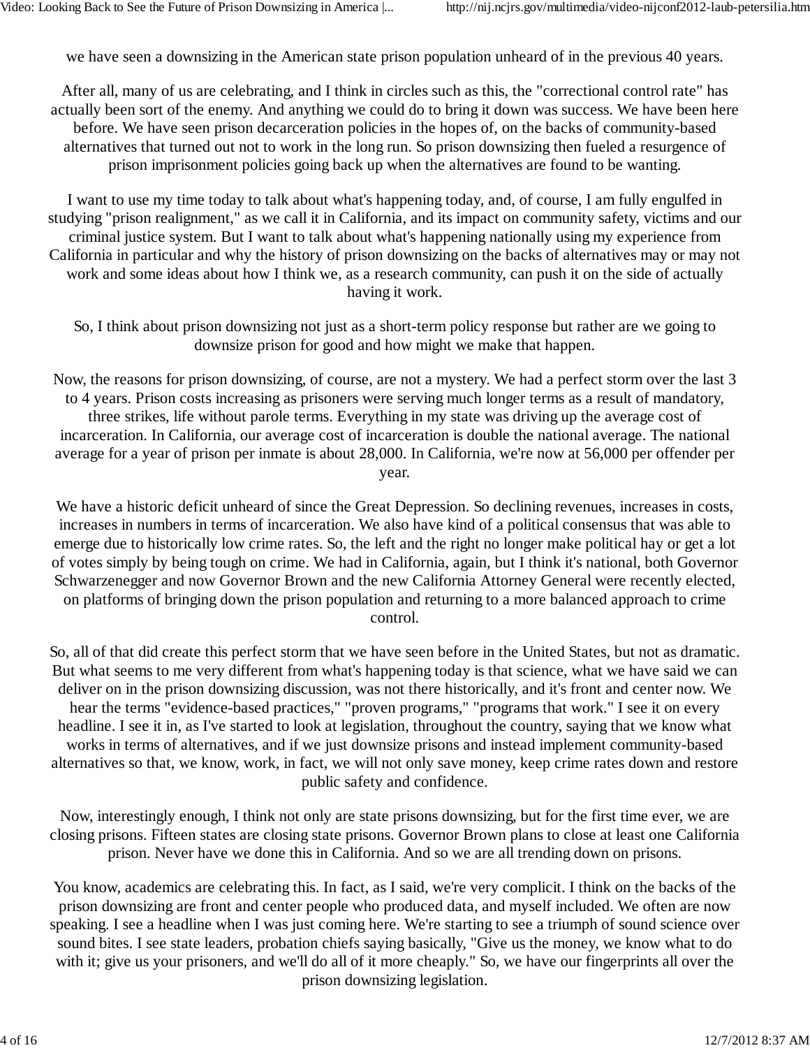we have seen a downsizing in the American state prison population unheard of in the previous 40 years.

After all, many of us are celebrating, and I think in circles such as this, the "correctional control rate" has actually been sort of the enemy. And anything we could do to bring it down was success. We have been here before. We have seen prison decarceration policies in the hopes of, on the backs of community-based alternatives that turned out not to work in the long run. So prison downsizing then fueled a resurgence of prison imprisonment policies going back up when the alternatives are found to be wanting.

I want to use my time today to talk about what's happening today, and, of course, I am fully engulfed in studying "prison realignment," as we call it in California, and its impact on community safety, victims and our criminal justice system. But I want to talk about what's happening nationally using my experience from California in particular and why the history of prison downsizing on the backs of alternatives may or may not work and some ideas about how I think we, as a research community, can push it on the side of actually having it work.

So, I think about prison downsizing not just as a short-term policy response but rather are we going to downsize prison for good and how might we make that happen.

Now, the reasons for prison downsizing, of course, are not a mystery. We had a perfect storm over the last 3 to 4 years. Prison costs increasing as prisoners were serving much longer terms as a result of mandatory, three strikes, life without parole terms. Everything in my state was driving up the average cost of incarceration. In California, our average cost of incarceration is double the national average. The national average for a year of prison per inmate is about 28,000. In California, we're now at 56,000 per offender per year.

We have a historic deficit unheard of since the Great Depression. So declining revenues, increases in costs, increases in numbers in terms of incarceration. We also have kind of a political consensus that was able to emerge due to historically low crime rates. So, the left and the right no longer make political hay or get a lot of votes simply by being tough on crime. We had in California, again, but I think it's national, both Governor Schwarzenegger and now Governor Brown and the new California Attorney General were recently elected, on platforms of bringing down the prison population and returning to a more balanced approach to crime control.

So, all of that did create this perfect storm that we have seen before in the United States, but not as dramatic. But what seems to me very different from what's happening today is that science, what we have said we can deliver on in the prison downsizing discussion, was not there historically, and it's front and center now. We hear the terms "evidence-based practices," "proven programs," "programs that work." I see it on every headline. I see it in, as I've started to look at legislation, throughout the country, saying that we know what works in terms of alternatives, and if we just downsize prisons and instead implement community-based alternatives so that, we know, work, in fact, we will not only save money, keep crime rates down and restore public safety and confidence.

Now, interestingly enough, I think not only are state prisons downsizing, but for the first time ever, we are closing prisons. Fifteen states are closing state prisons. Governor Brown plans to close at least one California prison. Never have we done this in California. And so we are all trending down on prisons.

You know, academics are celebrating this. In fact, as I said, we're very complicit. I think on the backs of the prison downsizing are front and center people who produced data, and myself included. We often are now speaking. I see a headline when I was just coming here. We're starting to see a triumph of sound science over sound bites. I see state leaders, probation chiefs saying basically, "Give us the money, we know what to do with it; give us your prisoners, and we'll do all of it more cheaply." So, we have our fingerprints all over the prison downsizing legislation.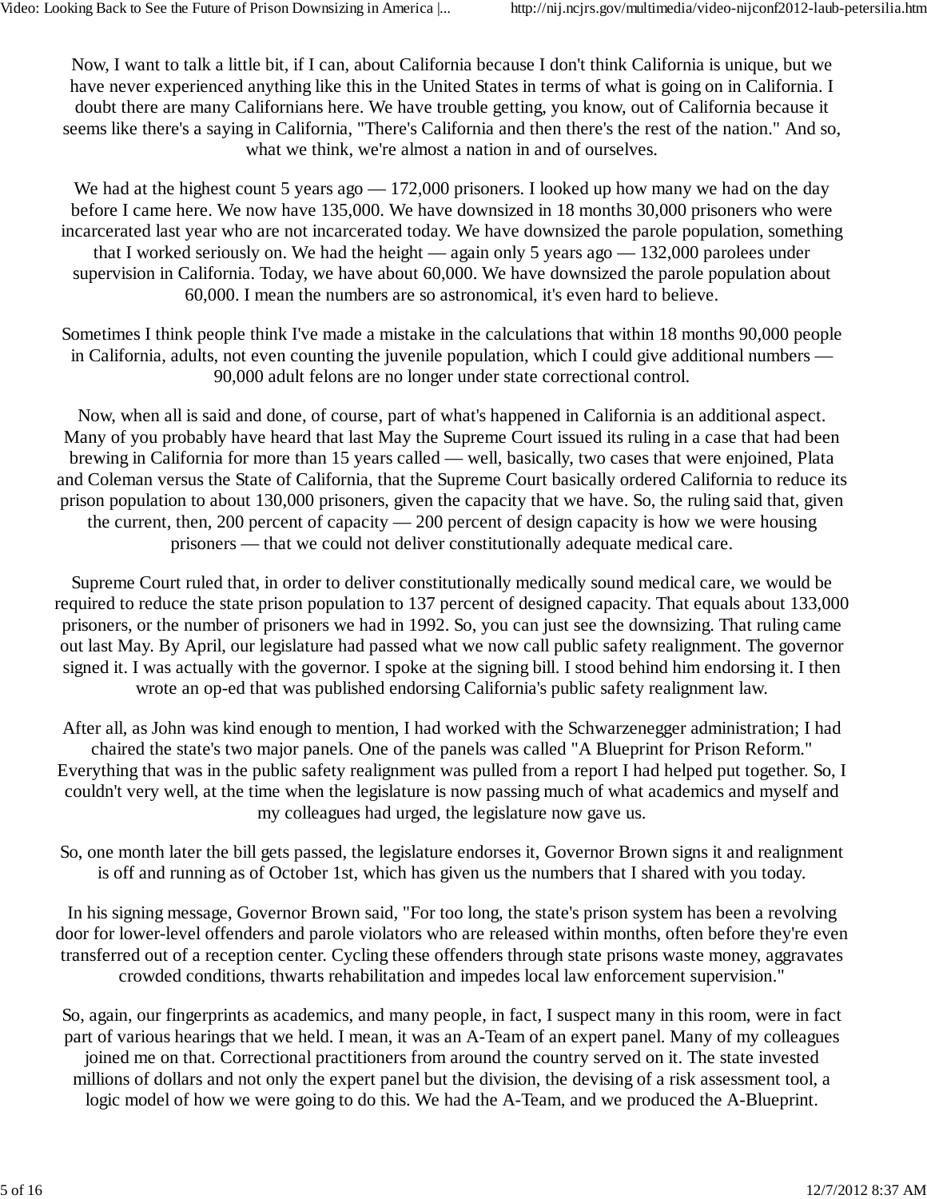Now, I want to talk a little bit, if I can, about California because I don't think California is unique, but we have never experienced anything like this in the United States in terms of what is going on in California. I doubt there are many Californians here. We have trouble getting, you know, out of California because it seems like there's a saying in California, "There's California and then there's the rest of the nation." And so, what we think, we're almost a nation in and of ourselves.

We had at the highest count 5 years ago — 172,000 prisoners. I looked up how many we had on the day before I came here. We now have 135,000. We have downsized in 18 months 30,000 prisoners who were incarcerated last year who are not incarcerated today. We have downsized the parole population, something that I worked seriously on. We had the height — again only 5 years ago — 132,000 parolees under supervision in California. Today, we have about 60,000. We have downsized the parole population about 60,000. I mean the numbers are so astronomical, it's even hard to believe.

Sometimes I think people think I've made a mistake in the calculations that within 18 months 90,000 people in California, adults, not even counting the juvenile population, which I could give additional numbers — 90,000 adult felons are no longer under state correctional control.

Now, when all is said and done, of course, part of what's happened in California is an additional aspect. Many of you probably have heard that last May the Supreme Court issued its ruling in a case that had been brewing in California for more than 15 years called — well, basically, two cases that were enjoined, Plata and Coleman versus the State of California, that the Supreme Court basically ordered California to reduce its prison population to about 130,000 prisoners, given the capacity that we have. So, the ruling said that, given the current, then, 200 percent of capacity — 200 percent of design capacity is how we were housing prisoners — that we could not deliver constitutionally adequate medical care.

Supreme Court ruled that, in order to deliver constitutionally medically sound medical care, we would be required to reduce the state prison population to 137 percent of designed capacity. That equals about 133,000 prisoners, or the number of prisoners we had in 1992. So, you can just see the downsizing. That ruling came out last May. By April, our legislature had passed what we now call public safety realignment. The governor signed it. I was actually with the governor. I spoke at the signing bill. I stood behind him endorsing it. I then wrote an op-ed that was published endorsing California's public safety realignment law.

After all, as John was kind enough to mention, I had worked with the Schwarzenegger administration; I had chaired the state's two major panels. One of the panels was called "A Blueprint for Prison Reform." Everything that was in the public safety realignment was pulled from a report I had helped put together. So, I couldn't very well, at the time when the legislature is now passing much of what academics and myself and my colleagues had urged, the legislature now gave us.

So, one month later the bill gets passed, the legislature endorses it, Governor Brown signs it and realignment is off and running as of October 1st, which has given us the numbers that I shared with you today.

In his signing message, Governor Brown said, "For too long, the state's prison system has been a revolving door for lower-level offenders and parole violators who are released within months, often before they're even transferred out of a reception center. Cycling these offenders through state prisons waste money, aggravates crowded conditions, thwarts rehabilitation and impedes local law enforcement supervision."

So, again, our fingerprints as academics, and many people, in fact, I suspect many in this room, were in fact part of various hearings that we held. I mean, it was an A-Team of an expert panel. Many of my colleagues joined me on that. Correctional practitioners from around the country served on it. The state invested millions of dollars and not only the expert panel but the division, the devising of a risk assessment tool, a logic model of how we were going to do this. We had the A-Team, and we produced the A-Blueprint.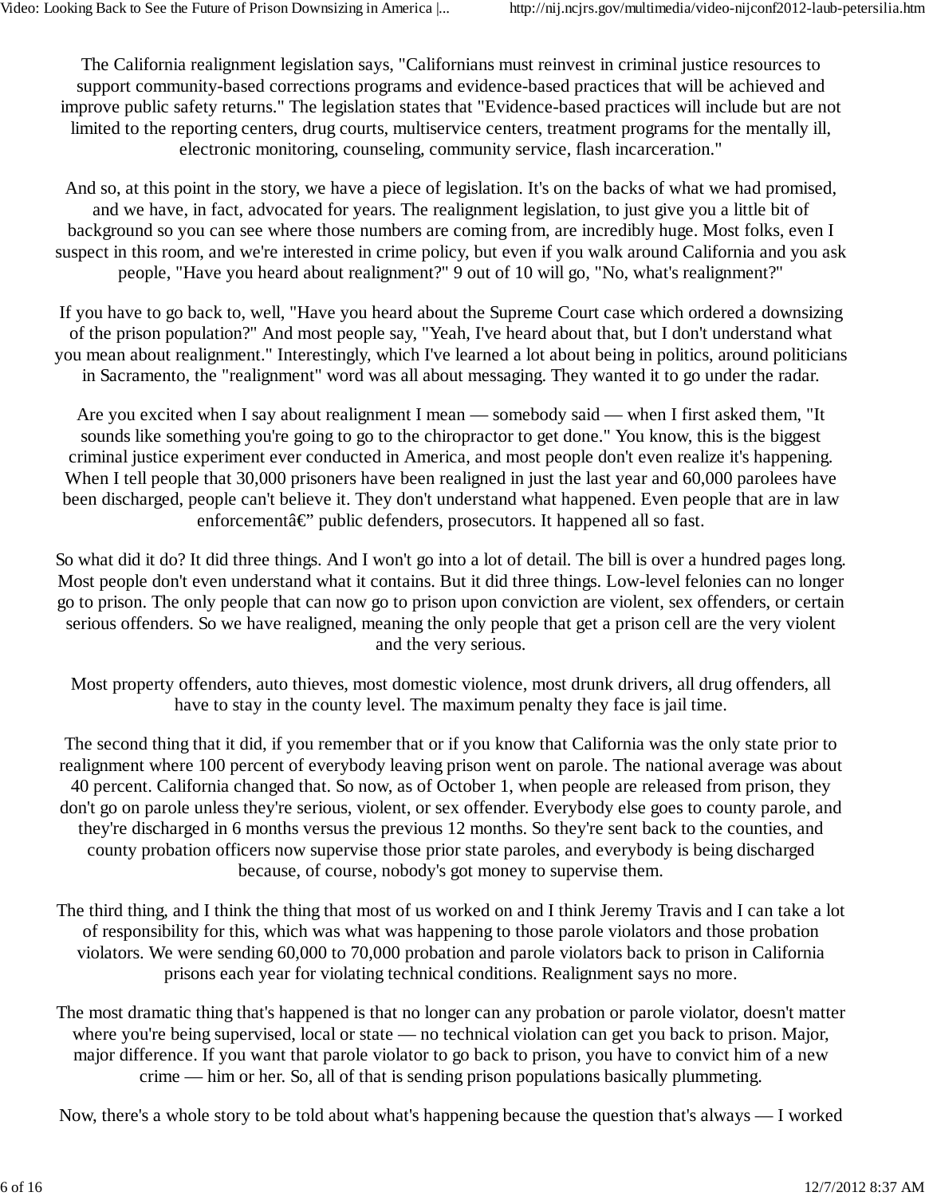The California realignment legislation says, "Californians must reinvest in criminal justice resources to support community-based corrections programs and evidence-based practices that will be achieved and improve public safety returns." The legislation states that "Evidence-based practices will include but are not limited to the reporting centers, drug courts, multiservice centers, treatment programs for the mentally ill, electronic monitoring, counseling, community service, flash incarceration."

And so, at this point in the story, we have a piece of legislation. It's on the backs of what we had promised, and we have, in fact, advocated for years. The realignment legislation, to just give you a little bit of background so you can see where those numbers are coming from, are incredibly huge. Most folks, even I suspect in this room, and we're interested in crime policy, but even if you walk around California and you ask people, "Have you heard about realignment?" 9 out of 10 will go, "No, what's realignment?"

If you have to go back to, well, "Have you heard about the Supreme Court case which ordered a downsizing of the prison population?" And most people say, "Yeah, I've heard about that, but I don't understand what you mean about realignment." Interestingly, which I've learned a lot about being in politics, around politicians in Sacramento, the "realignment" word was all about messaging. They wanted it to go under the radar.

Are you excited when I say about realignment I mean — somebody said — when I first asked them, "It sounds like something you're going to go to the chiropractor to get done." You know, this is the biggest criminal justice experiment ever conducted in America, and most people don't even realize it's happening. When I tell people that 30,000 prisoners have been realigned in just the last year and 60,000 parolees have been discharged, people can't believe it. They don't understand what happened. Even people that are in law enforcementâ€" public defenders, prosecutors. It happened all so fast.

So what did it do? It did three things. And I won't go into a lot of detail. The bill is over a hundred pages long. Most people don't even understand what it contains. But it did three things. Low-level felonies can no longer go to prison. The only people that can now go to prison upon conviction are violent, sex offenders, or certain serious offenders. So we have realigned, meaning the only people that get a prison cell are the very violent and the very serious.

Most property offenders, auto thieves, most domestic violence, most drunk drivers, all drug offenders, all have to stay in the county level. The maximum penalty they face is jail time.

The second thing that it did, if you remember that or if you know that California was the only state prior to realignment where 100 percent of everybody leaving prison went on parole. The national average was about 40 percent. California changed that. So now, as of October 1, when people are released from prison, they don't go on parole unless they're serious, violent, or sex offender. Everybody else goes to county parole, and they're discharged in 6 months versus the previous 12 months. So they're sent back to the counties, and county probation officers now supervise those prior state paroles, and everybody is being discharged because, of course, nobody's got money to supervise them.

The third thing, and I think the thing that most of us worked on and I think Jeremy Travis and I can take a lot of responsibility for this, which was what was happening to those parole violators and those probation violators. We were sending 60,000 to 70,000 probation and parole violators back to prison in California prisons each year for violating technical conditions. Realignment says no more.

The most dramatic thing that's happened is that no longer can any probation or parole violator, doesn't matter where you're being supervised, local or state — no technical violation can get you back to prison. Major, major difference. If you want that parole violator to go back to prison, you have to convict him of a new crime — him or her. So, all of that is sending prison populations basically plummeting.

Now, there's a whole story to be told about what's happening because the question that's always — I worked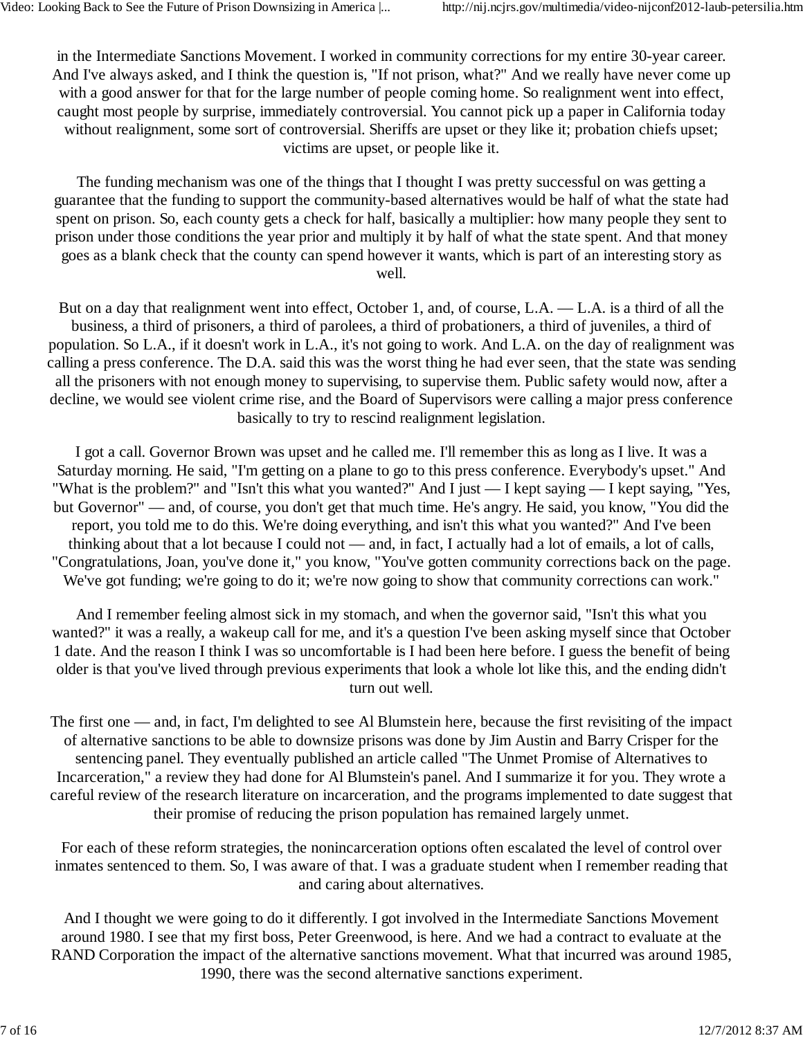in the Intermediate Sanctions Movement. I worked in community corrections for my entire 30-year career. And I've always asked, and I think the question is, "If not prison, what?" And we really have never come up with a good answer for that for the large number of people coming home. So realignment went into effect, caught most people by surprise, immediately controversial. You cannot pick up a paper in California today without realignment, some sort of controversial. Sheriffs are upset or they like it; probation chiefs upset; victims are upset, or people like it.

The funding mechanism was one of the things that I thought I was pretty successful on was getting a guarantee that the funding to support the community-based alternatives would be half of what the state had spent on prison. So, each county gets a check for half, basically a multiplier: how many people they sent to prison under those conditions the year prior and multiply it by half of what the state spent. And that money goes as a blank check that the county can spend however it wants, which is part of an interesting story as well.

But on a day that realignment went into effect, October 1, and, of course, L.A. — L.A. is a third of all the business, a third of prisoners, a third of parolees, a third of probationers, a third of juveniles, a third of population. So L.A., if it doesn't work in L.A., it's not going to work. And L.A. on the day of realignment was calling a press conference. The D.A. said this was the worst thing he had ever seen, that the state was sending all the prisoners with not enough money to supervising, to supervise them. Public safety would now, after a decline, we would see violent crime rise, and the Board of Supervisors were calling a major press conference basically to try to rescind realignment legislation.

I got a call. Governor Brown was upset and he called me. I'll remember this as long as I live. It was a Saturday morning. He said, "I'm getting on a plane to go to this press conference. Everybody's upset." And "What is the problem?" and "Isn't this what you wanted?" And I just — I kept saying — I kept saying, "Yes, but Governor" — and, of course, you don't get that much time. He's angry. He said, you know, "You did the report, you told me to do this. We're doing everything, and isn't this what you wanted?" And I've been thinking about that a lot because I could not — and, in fact, I actually had a lot of emails, a lot of calls, "Congratulations, Joan, you've done it," you know, "You've gotten community corrections back on the page. We've got funding; we're going to do it; we're now going to show that community corrections can work."

And I remember feeling almost sick in my stomach, and when the governor said, "Isn't this what you wanted?" it was a really, a wakeup call for me, and it's a question I've been asking myself since that October 1 date. And the reason I think I was so uncomfortable is I had been here before. I guess the benefit of being older is that you've lived through previous experiments that look a whole lot like this, and the ending didn't turn out well.

The first one — and, in fact, I'm delighted to see Al Blumstein here, because the first revisiting of the impact of alternative sanctions to be able to downsize prisons was done by Jim Austin and Barry Crisper for the sentencing panel. They eventually published an article called "The Unmet Promise of Alternatives to Incarceration," a review they had done for Al Blumstein's panel. And I summarize it for you. They wrote a careful review of the research literature on incarceration, and the programs implemented to date suggest that their promise of reducing the prison population has remained largely unmet.

For each of these reform strategies, the nonincarceration options often escalated the level of control over inmates sentenced to them. So, I was aware of that. I was a graduate student when I remember reading that and caring about alternatives.

And I thought we were going to do it differently. I got involved in the Intermediate Sanctions Movement around 1980. I see that my first boss, Peter Greenwood, is here. And we had a contract to evaluate at the RAND Corporation the impact of the alternative sanctions movement. What that incurred was around 1985, 1990, there was the second alternative sanctions experiment.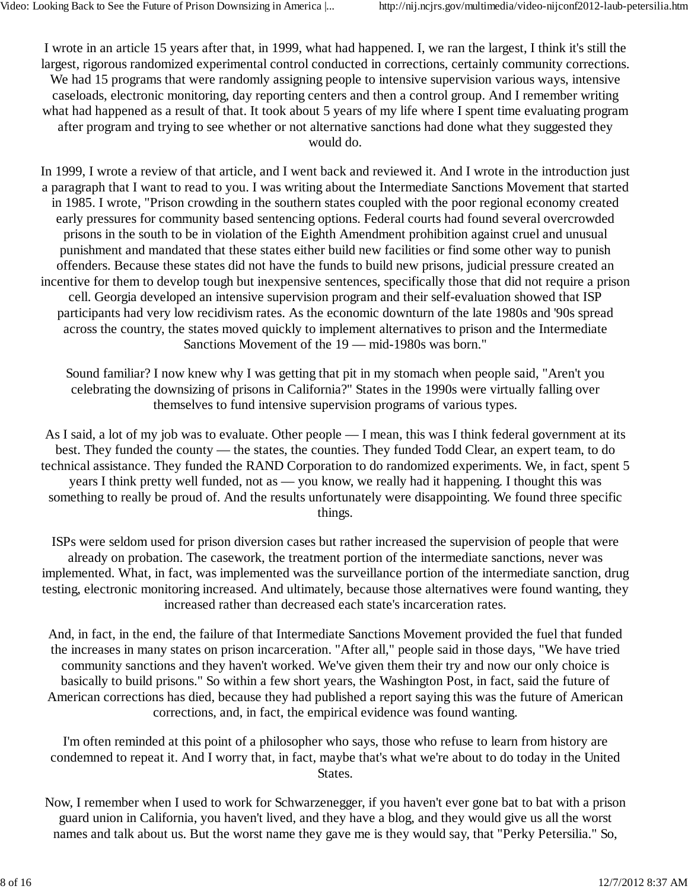I wrote in an article 15 years after that, in 1999, what had happened. I, we ran the largest, I think it's still the largest, rigorous randomized experimental control conducted in corrections, certainly community corrections. We had 15 programs that were randomly assigning people to intensive supervision various ways, intensive caseloads, electronic monitoring, day reporting centers and then a control group. And I remember writing what had happened as a result of that. It took about 5 years of my life where I spent time evaluating program after program and trying to see whether or not alternative sanctions had done what they suggested they would do.

In 1999, I wrote a review of that article, and I went back and reviewed it. And I wrote in the introduction just a paragraph that I want to read to you. I was writing about the Intermediate Sanctions Movement that started in 1985. I wrote, "Prison crowding in the southern states coupled with the poor regional economy created early pressures for community based sentencing options. Federal courts had found several overcrowded prisons in the south to be in violation of the Eighth Amendment prohibition against cruel and unusual punishment and mandated that these states either build new facilities or find some other way to punish offenders. Because these states did not have the funds to build new prisons, judicial pressure created an incentive for them to develop tough but inexpensive sentences, specifically those that did not require a prison cell. Georgia developed an intensive supervision program and their self-evaluation showed that ISP participants had very low recidivism rates. As the economic downturn of the late 1980s and '90s spread across the country, the states moved quickly to implement alternatives to prison and the Intermediate Sanctions Movement of the 19 — mid-1980s was born."

Sound familiar? I now knew why I was getting that pit in my stomach when people said, "Aren't you celebrating the downsizing of prisons in California?" States in the 1990s were virtually falling over themselves to fund intensive supervision programs of various types.

As I said, a lot of my job was to evaluate. Other people — I mean, this was I think federal government at its best. They funded the county — the states, the counties. They funded Todd Clear, an expert team, to do technical assistance. They funded the RAND Corporation to do randomized experiments. We, in fact, spent 5 years I think pretty well funded, not as — you know, we really had it happening. I thought this was something to really be proud of. And the results unfortunately were disappointing. We found three specific things.

ISPs were seldom used for prison diversion cases but rather increased the supervision of people that were already on probation. The casework, the treatment portion of the intermediate sanctions, never was implemented. What, in fact, was implemented was the surveillance portion of the intermediate sanction, drug testing, electronic monitoring increased. And ultimately, because those alternatives were found wanting, they increased rather than decreased each state's incarceration rates.

And, in fact, in the end, the failure of that Intermediate Sanctions Movement provided the fuel that funded the increases in many states on prison incarceration. "After all," people said in those days, "We have tried community sanctions and they haven't worked. We've given them their try and now our only choice is basically to build prisons." So within a few short years, the Washington Post, in fact, said the future of American corrections has died, because they had published a report saying this was the future of American corrections, and, in fact, the empirical evidence was found wanting.

I'm often reminded at this point of a philosopher who says, those who refuse to learn from history are condemned to repeat it. And I worry that, in fact, maybe that's what we're about to do today in the United States.

Now, I remember when I used to work for Schwarzenegger, if you haven't ever gone bat to bat with a prison guard union in California, you haven't lived, and they have a blog, and they would give us all the worst names and talk about us. But the worst name they gave me is they would say, that "Perky Petersilia." So,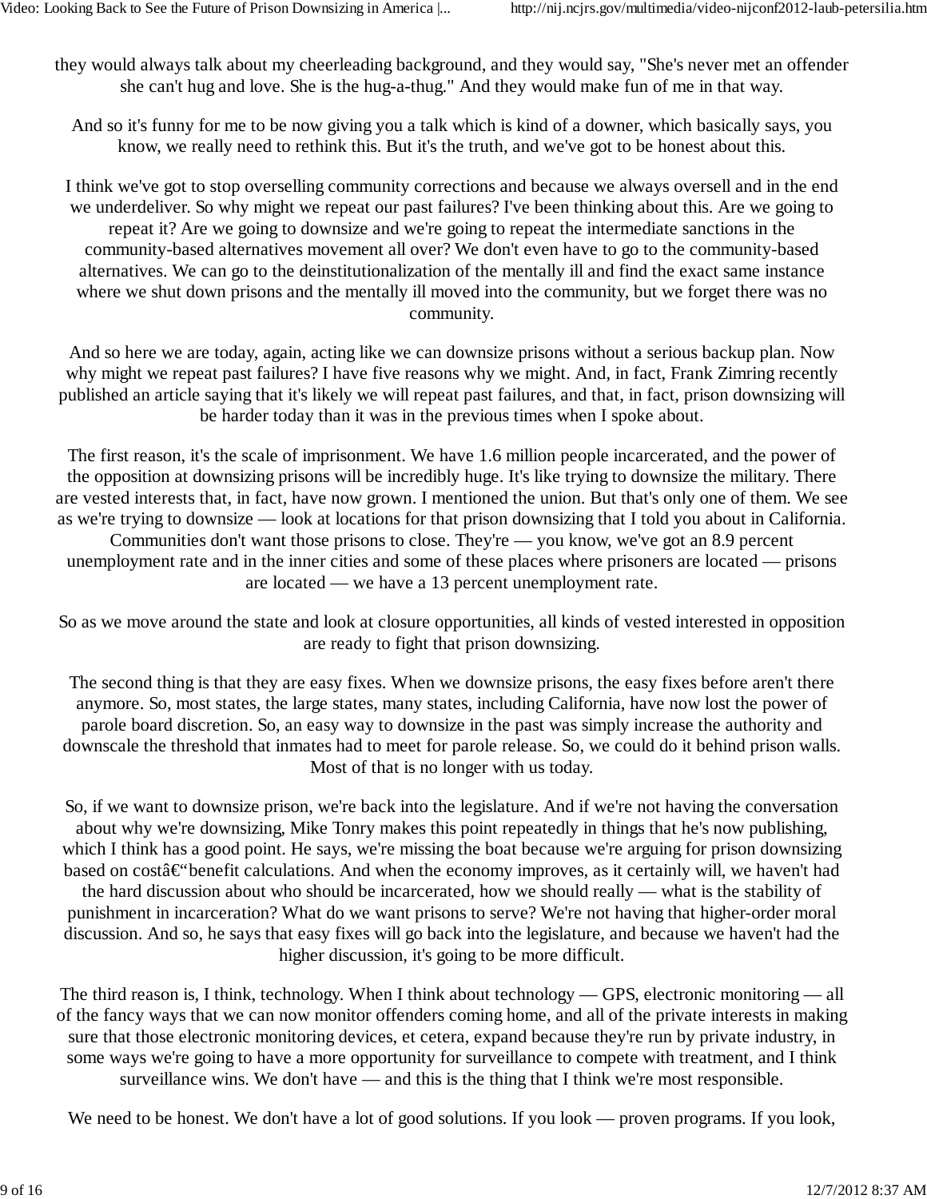they would always talk about my cheerleading background, and they would say, "She's never met an offender she can't hug and love. She is the hug-a-thug." And they would make fun of me in that way.

And so it's funny for me to be now giving you a talk which is kind of a downer, which basically says, you know, we really need to rethink this. But it's the truth, and we've got to be honest about this.

I think we've got to stop overselling community corrections and because we always oversell and in the end we underdeliver. So why might we repeat our past failures? I've been thinking about this. Are we going to repeat it? Are we going to downsize and we're going to repeat the intermediate sanctions in the community-based alternatives movement all over? We don't even have to go to the community-based alternatives. We can go to the deinstitutionalization of the mentally ill and find the exact same instance where we shut down prisons and the mentally ill moved into the community, but we forget there was no community.

And so here we are today, again, acting like we can downsize prisons without a serious backup plan. Now why might we repeat past failures? I have five reasons why we might. And, in fact, Frank Zimring recently published an article saying that it's likely we will repeat past failures, and that, in fact, prison downsizing will be harder today than it was in the previous times when I spoke about.

The first reason, it's the scale of imprisonment. We have 1.6 million people incarcerated, and the power of the opposition at downsizing prisons will be incredibly huge. It's like trying to downsize the military. There are vested interests that, in fact, have now grown. I mentioned the union. But that's only one of them. We see as we're trying to downsize — look at locations for that prison downsizing that I told you about in California. Communities don't want those prisons to close. They're — you know, we've got an 8.9 percent unemployment rate and in the inner cities and some of these places where prisoners are located — prisons are located — we have a 13 percent unemployment rate.

So as we move around the state and look at closure opportunities, all kinds of vested interested in opposition are ready to fight that prison downsizing.

The second thing is that they are easy fixes. When we downsize prisons, the easy fixes before aren't there anymore. So, most states, the large states, many states, including California, have now lost the power of parole board discretion. So, an easy way to downsize in the past was simply increase the authority and downscale the threshold that inmates had to meet for parole release. So, we could do it behind prison walls. Most of that is no longer with us today.

So, if we want to downsize prison, we're back into the legislature. And if we're not having the conversation about why we're downsizing, Mike Tonry makes this point repeatedly in things that he's now publishing, which I think has a good point. He says, we're missing the boat because we're arguing for prison downsizing based on costâ€“benefit calculations. And when the economy improves, as it certainly will, we haven't had the hard discussion about who should be incarcerated, how we should really — what is the stability of punishment in incarceration? What do we want prisons to serve? We're not having that higher-order moral discussion. And so, he says that easy fixes will go back into the legislature, and because we haven't had the higher discussion, it's going to be more difficult.

The third reason is, I think, technology. When I think about technology — GPS, electronic monitoring — all of the fancy ways that we can now monitor offenders coming home, and all of the private interests in making sure that those electronic monitoring devices, et cetera, expand because they're run by private industry, in some ways we're going to have a more opportunity for surveillance to compete with treatment, and I think surveillance wins. We don't have — and this is the thing that I think we're most responsible.

We need to be honest. We don't have a lot of good solutions. If you look — proven programs. If you look,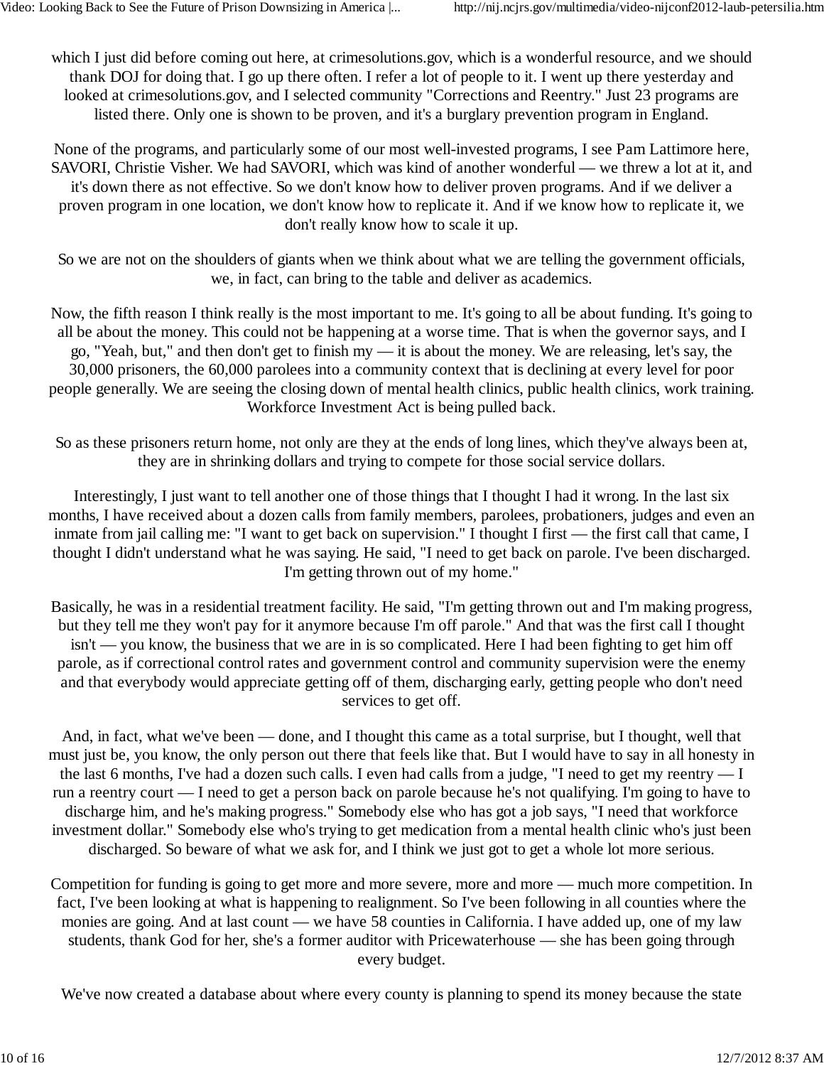which I just did before coming out here, at crimesolutions.gov, which is a wonderful resource, and we should thank DOJ for doing that. I go up there often. I refer a lot of people to it. I went up there yesterday and looked at crimesolutions.gov, and I selected community "Corrections and Reentry." Just 23 programs are listed there. Only one is shown to be proven, and it's a burglary prevention program in England.

None of the programs, and particularly some of our most well-invested programs, I see Pam Lattimore here, SAVORI, Christie Visher. We had SAVORI, which was kind of another wonderful — we threw a lot at it, and it's down there as not effective. So we don't know how to deliver proven programs. And if we deliver a proven program in one location, we don't know how to replicate it. And if we know how to replicate it, we don't really know how to scale it up.

So we are not on the shoulders of giants when we think about what we are telling the government officials, we, in fact, can bring to the table and deliver as academics.

Now, the fifth reason I think really is the most important to me. It's going to all be about funding. It's going to all be about the money. This could not be happening at a worse time. That is when the governor says, and I go, "Yeah, but," and then don't get to finish my — it is about the money. We are releasing, let's say, the 30,000 prisoners, the 60,000 parolees into a community context that is declining at every level for poor people generally. We are seeing the closing down of mental health clinics, public health clinics, work training. Workforce Investment Act is being pulled back.

So as these prisoners return home, not only are they at the ends of long lines, which they've always been at, they are in shrinking dollars and trying to compete for those social service dollars.

Interestingly, I just want to tell another one of those things that I thought I had it wrong. In the last six months, I have received about a dozen calls from family members, parolees, probationers, judges and even an inmate from jail calling me: "I want to get back on supervision." I thought I first — the first call that came, I thought I didn't understand what he was saying. He said, "I need to get back on parole. I've been discharged. I'm getting thrown out of my home."

Basically, he was in a residential treatment facility. He said, "I'm getting thrown out and I'm making progress, but they tell me they won't pay for it anymore because I'm off parole." And that was the first call I thought isn't — you know, the business that we are in is so complicated. Here I had been fighting to get him off parole, as if correctional control rates and government control and community supervision were the enemy and that everybody would appreciate getting off of them, discharging early, getting people who don't need services to get off.

And, in fact, what we've been — done, and I thought this came as a total surprise, but I thought, well that must just be, you know, the only person out there that feels like that. But I would have to say in all honesty in the last 6 months, I've had a dozen such calls. I even had calls from a judge, "I need to get my reentry — I run a reentry court — I need to get a person back on parole because he's not qualifying. I'm going to have to discharge him, and he's making progress." Somebody else who has got a job says, "I need that workforce investment dollar." Somebody else who's trying to get medication from a mental health clinic who's just been discharged. So beware of what we ask for, and I think we just got to get a whole lot more serious.

Competition for funding is going to get more and more severe, more and more — much more competition. In fact, I've been looking at what is happening to realignment. So I've been following in all counties where the monies are going. And at last count — we have 58 counties in California. I have added up, one of my law students, thank God for her, she's a former auditor with Pricewaterhouse — she has been going through every budget.

We've now created a database about where every county is planning to spend its money because the state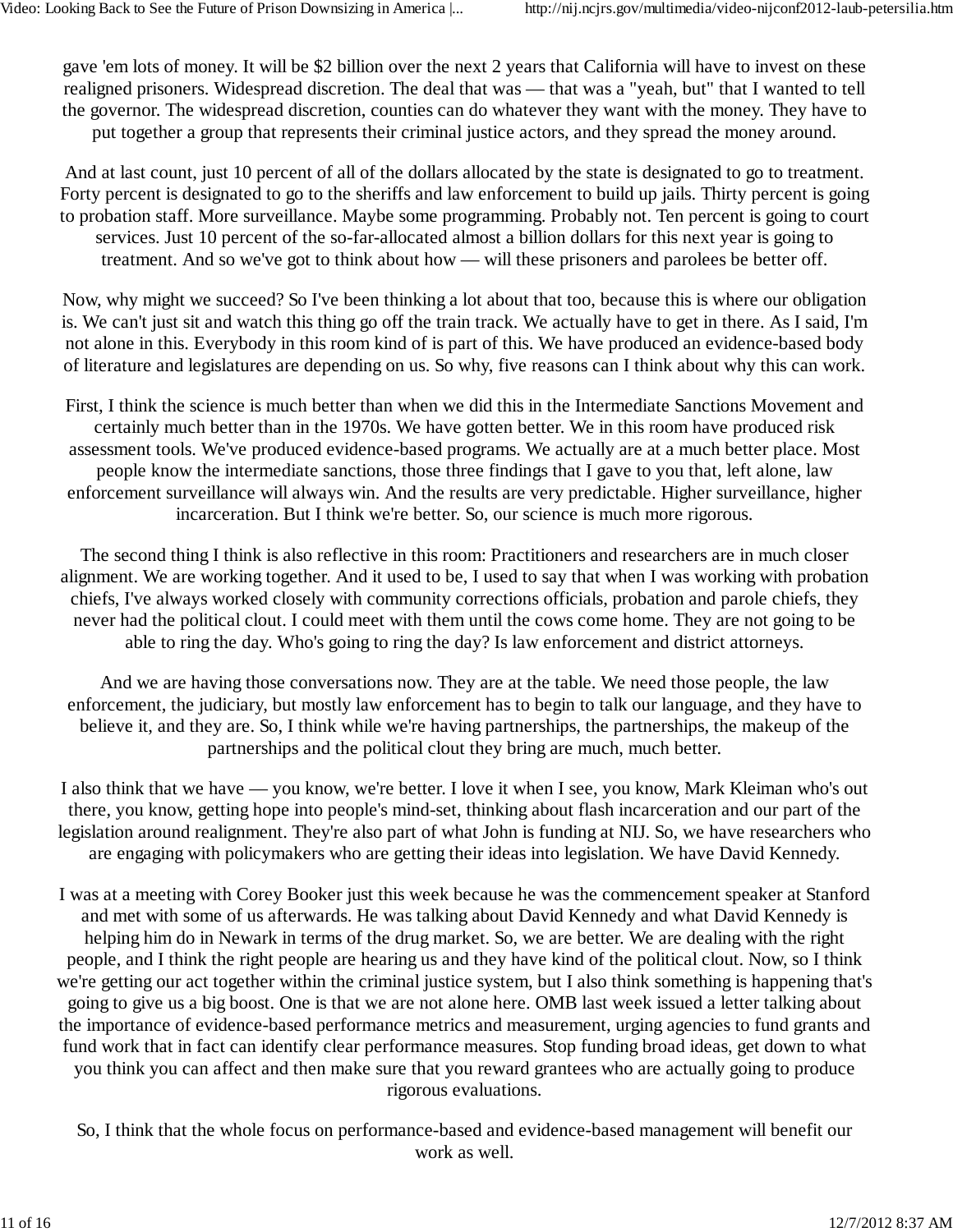gave 'em lots of money. It will be $2 billion over the next 2 years that California will have to invest on these realigned prisoners. Widespread discretion. The deal that was — that was a "yeah, but" that I wanted to tell the governor. The widespread discretion, counties can do whatever they want with the money. They have to put together a group that represents their criminal justice actors, and they spread the money around.

And at last count, just 10 percent of all of the dollars allocated by the state is designated to go to treatment. Forty percent is designated to go to the sheriffs and law enforcement to build up jails. Thirty percent is going to probation staff. More surveillance. Maybe some programming. Probably not. Ten percent is going to court services. Just 10 percent of the so-far-allocated almost a billion dollars for this next year is going to treatment. And so we've got to think about how — will these prisoners and parolees be better off.

Now, why might we succeed? So I've been thinking a lot about that too, because this is where our obligation is. We can't just sit and watch this thing go off the train track. We actually have to get in there. As I said, I'm not alone in this. Everybody in this room kind of is part of this. We have produced an evidence-based body of literature and legislatures are depending on us. So why, five reasons can I think about why this can work.

First, I think the science is much better than when we did this in the Intermediate Sanctions Movement and certainly much better than in the 1970s. We have gotten better. We in this room have produced risk assessment tools. We've produced evidence-based programs. We actually are at a much better place. Most people know the intermediate sanctions, those three findings that I gave to you that, left alone, law enforcement surveillance will always win. And the results are very predictable. Higher surveillance, higher incarceration. But I think we're better. So, our science is much more rigorous.

The second thing I think is also reflective in this room: Practitioners and researchers are in much closer alignment. We are working together. And it used to be, I used to say that when I was working with probation chiefs, I've always worked closely with community corrections officials, probation and parole chiefs, they never had the political clout. I could meet with them until the cows come home. They are not going to be able to ring the day. Who's going to ring the day? Is law enforcement and district attorneys.

And we are having those conversations now. They are at the table. We need those people, the law enforcement, the judiciary, but mostly law enforcement has to begin to talk our language, and they have to believe it, and they are. So, I think while we're having partnerships, the partnerships, the makeup of the partnerships and the political clout they bring are much, much better.

I also think that we have — you know, we're better. I love it when I see, you know, Mark Kleiman who's out there, you know, getting hope into people's mind-set, thinking about flash incarceration and our part of the legislation around realignment. They're also part of what John is funding at NIJ. So, we have researchers who are engaging with policymakers who are getting their ideas into legislation. We have David Kennedy.

I was at a meeting with Corey Booker just this week because he was the commencement speaker at Stanford and met with some of us afterwards. He was talking about David Kennedy and what David Kennedy is helping him do in Newark in terms of the drug market. So, we are better. We are dealing with the right people, and I think the right people are hearing us and they have kind of the political clout. Now, so I think we're getting our act together within the criminal justice system, but I also think something is happening that's going to give us a big boost. One is that we are not alone here. OMB last week issued a letter talking about the importance of evidence-based performance metrics and measurement, urging agencies to fund grants and fund work that in fact can identify clear performance measures. Stop funding broad ideas, get down to what you think you can affect and then make sure that you reward grantees who are actually going to produce rigorous evaluations.

So, I think that the whole focus on performance-based and evidence-based management will benefit our work as well.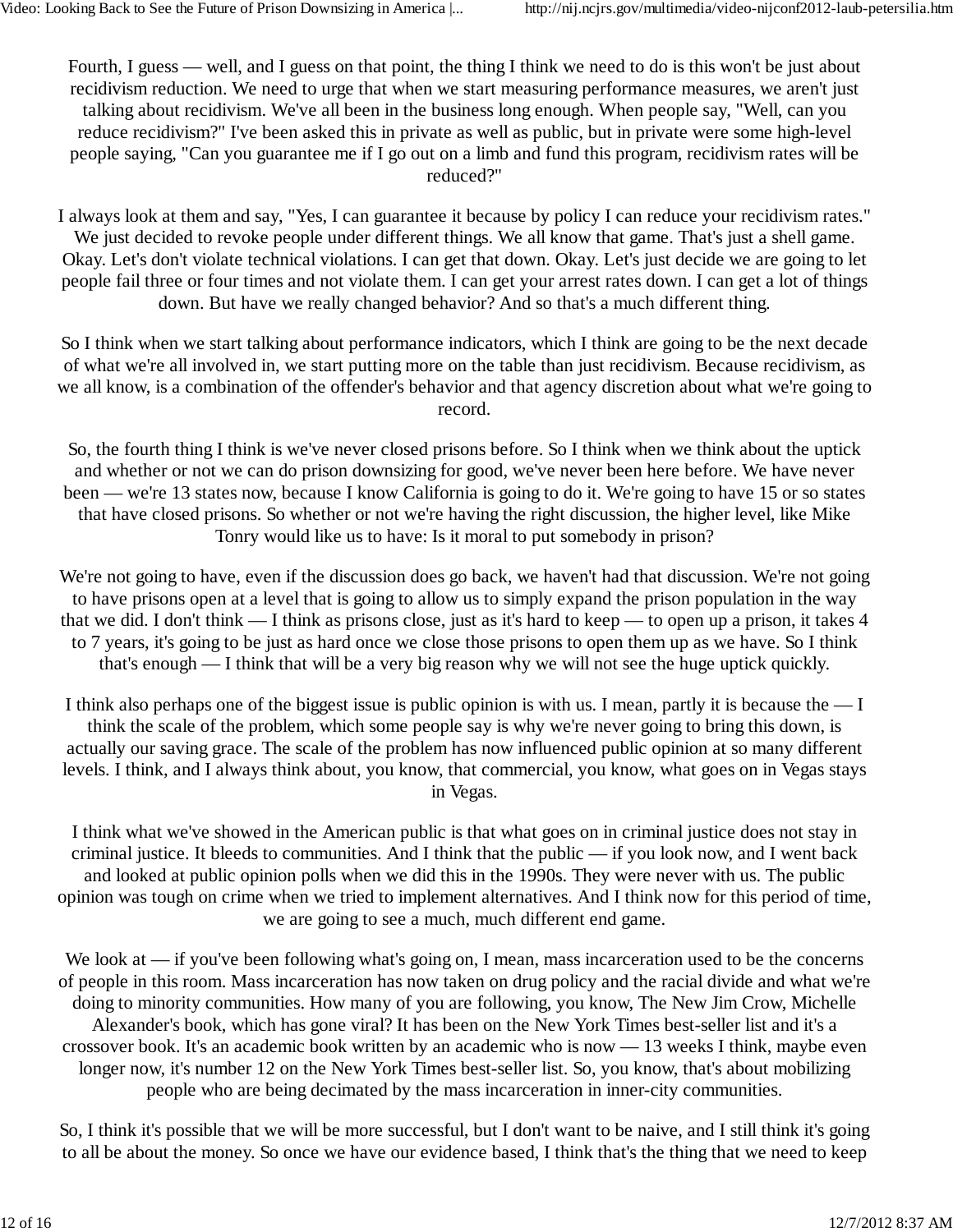Fourth, I guess — well, and I guess on that point, the thing I think we need to do is this won't be just about recidivism reduction. We need to urge that when we start measuring performance measures, we aren't just talking about recidivism. We've all been in the business long enough. When people say, "Well, can you reduce recidivism?" I've been asked this in private as well as public, but in private were some high-level people saying, "Can you guarantee me if I go out on a limb and fund this program, recidivism rates will be reduced?"

I always look at them and say, "Yes, I can guarantee it because by policy I can reduce your recidivism rates." We just decided to revoke people under different things. We all know that game. That's just a shell game. Okay. Let's don't violate technical violations. I can get that down. Okay. Let's just decide we are going to let people fail three or four times and not violate them. I can get your arrest rates down. I can get a lot of things down. But have we really changed behavior? And so that's a much different thing.

So I think when we start talking about performance indicators, which I think are going to be the next decade of what we're all involved in, we start putting more on the table than just recidivism. Because recidivism, as we all know, is a combination of the offender's behavior and that agency discretion about what we're going to record.

So, the fourth thing I think is we've never closed prisons before. So I think when we think about the uptick and whether or not we can do prison downsizing for good, we've never been here before. We have never been — we're 13 states now, because I know California is going to do it. We're going to have 15 or so states that have closed prisons. So whether or not we're having the right discussion, the higher level, like Mike Tonry would like us to have: Is it moral to put somebody in prison?

We're not going to have, even if the discussion does go back, we haven't had that discussion. We're not going to have prisons open at a level that is going to allow us to simply expand the prison population in the way that we did. I don't think — I think as prisons close, just as it's hard to keep — to open up a prison, it takes 4 to 7 years, it's going to be just as hard once we close those prisons to open them up as we have. So I think that's enough — I think that will be a very big reason why we will not see the huge uptick quickly.

I think also perhaps one of the biggest issue is public opinion is with us. I mean, partly it is because the — I think the scale of the problem, which some people say is why we're never going to bring this down, is actually our saving grace. The scale of the problem has now influenced public opinion at so many different levels. I think, and I always think about, you know, that commercial, you know, what goes on in Vegas stays in Vegas.

I think what we've showed in the American public is that what goes on in criminal justice does not stay in criminal justice. It bleeds to communities. And I think that the public — if you look now, and I went back and looked at public opinion polls when we did this in the 1990s. They were never with us. The public opinion was tough on crime when we tried to implement alternatives. And I think now for this period of time, we are going to see a much, much different end game.

We look at — if you've been following what's going on, I mean, mass incarceration used to be the concerns of people in this room. Mass incarceration has now taken on drug policy and the racial divide and what we're doing to minority communities. How many of you are following, you know, The New Jim Crow, Michelle Alexander's book, which has gone viral? It has been on the New York Times best-seller list and it's a crossover book. It's an academic book written by an academic who is now — 13 weeks I think, maybe even longer now, it's number 12 on the New York Times best-seller list. So, you know, that's about mobilizing people who are being decimated by the mass incarceration in inner-city communities.

So, I think it's possible that we will be more successful, but I don't want to be naive, and I still think it's going to all be about the money. So once we have our evidence based, I think that's the thing that we need to keep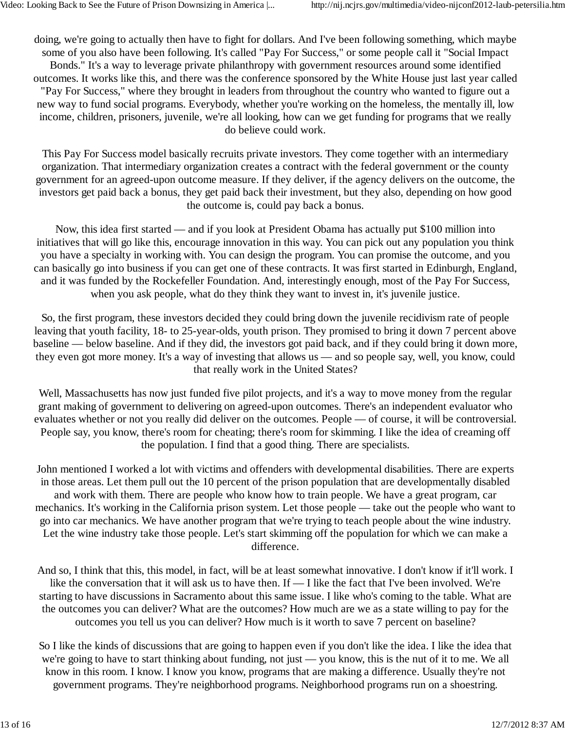doing, we're going to actually then have to fight for dollars. And I've been following something, which maybe some of you also have been following. It's called "Pay For Success," or some people call it "Social Impact Bonds." It's a way to leverage private philanthropy with government resources around some identified outcomes. It works like this, and there was the conference sponsored by the White House just last year called "Pay For Success," where they brought in leaders from throughout the country who wanted to figure out a new way to fund social programs. Everybody, whether you're working on the homeless, the mentally ill, low income, children, prisoners, juvenile, we're all looking, how can we get funding for programs that we really do believe could work.

This Pay For Success model basically recruits private investors. They come together with an intermediary organization. That intermediary organization creates a contract with the federal government or the county government for an agreed-upon outcome measure. If they deliver, if the agency delivers on the outcome, the investors get paid back a bonus, they get paid back their investment, but they also, depending on how good the outcome is, could pay back a bonus.

Now, this idea first started — and if you look at President Obama has actually put $100 million into initiatives that will go like this, encourage innovation in this way. You can pick out any population you think you have a specialty in working with. You can design the program. You can promise the outcome, and you can basically go into business if you can get one of these contracts. It was first started in Edinburgh, England, and it was funded by the Rockefeller Foundation. And, interestingly enough, most of the Pay For Success, when you ask people, what do they think they want to invest in, it's juvenile justice.

So, the first program, these investors decided they could bring down the juvenile recidivism rate of people leaving that youth facility, 18- to 25-year-olds, youth prison. They promised to bring it down 7 percent above baseline — below baseline. And if they did, the investors got paid back, and if they could bring it down more, they even got more money. It's a way of investing that allows us — and so people say, well, you know, could that really work in the United States?

Well, Massachusetts has now just funded five pilot projects, and it's a way to move money from the regular grant making of government to delivering on agreed-upon outcomes. There's an independent evaluator who evaluates whether or not you really did deliver on the outcomes. People — of course, it will be controversial. People say, you know, there's room for cheating; there's room for skimming. I like the idea of creaming off the population. I find that a good thing. There are specialists.

John mentioned I worked a lot with victims and offenders with developmental disabilities. There are experts in those areas. Let them pull out the 10 percent of the prison population that are developmentally disabled and work with them. There are people who know how to train people. We have a great program, car mechanics. It's working in the California prison system. Let those people — take out the people who want to go into car mechanics. We have another program that we're trying to teach people about the wine industry. Let the wine industry take those people. Let's start skimming off the population for which we can make a difference.

And so, I think that this, this model, in fact, will be at least somewhat innovative. I don't know if it'll work. I like the conversation that it will ask us to have then. If — I like the fact that I've been involved. We're starting to have discussions in Sacramento about this same issue. I like who's coming to the table. What are the outcomes you can deliver? What are the outcomes? How much are we as a state willing to pay for the outcomes you tell us you can deliver? How much is it worth to save 7 percent on baseline?

So I like the kinds of discussions that are going to happen even if you don't like the idea. I like the idea that we're going to have to start thinking about funding, not just — you know, this is the nut of it to me. We all know in this room. I know. I know you know, programs that are making a difference. Usually they're not government programs. They're neighborhood programs. Neighborhood programs run on a shoestring.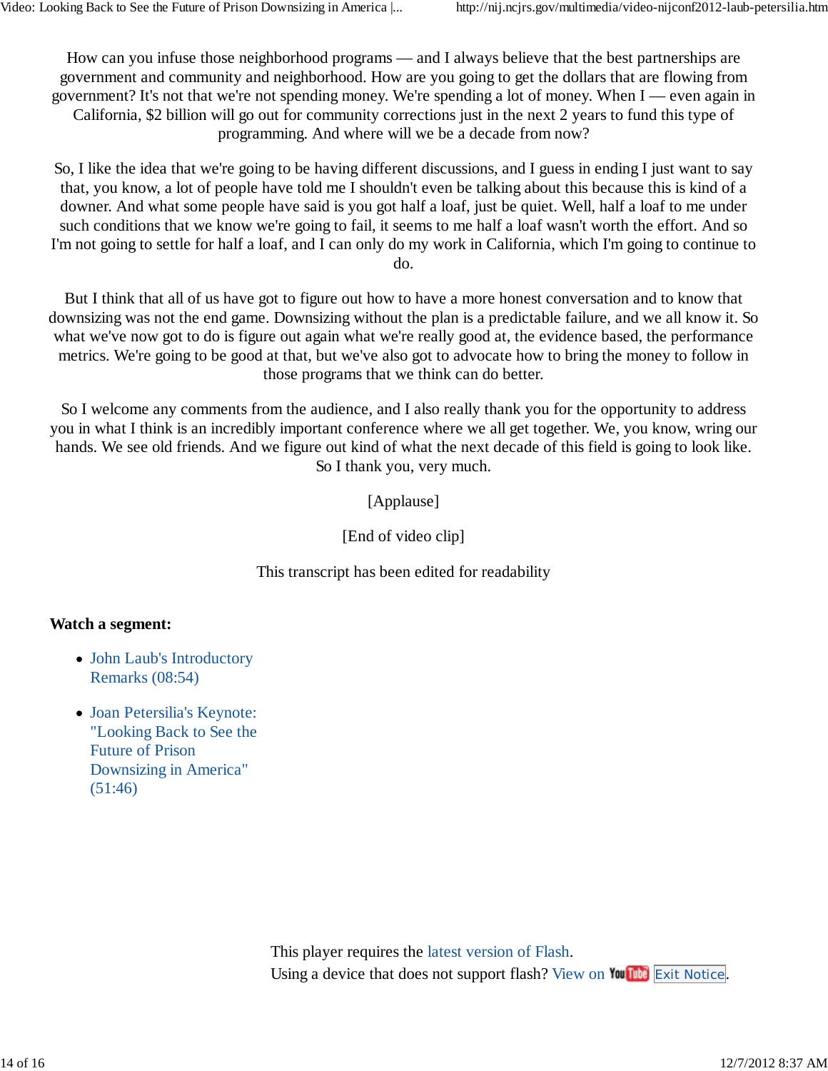How can you infuse those neighborhood programs — and I always believe that the best partnerships are government and community and neighborhood. How are you going to get the dollars that are flowing from government? It's not that we're not spending money. We're spending a lot of money. When I — even again in California, $2 billion will go out for community corrections just in the next 2 years to fund this type of programming. And where will we be a decade from now?

So, I like the idea that we're going to be having different discussions, and I guess in ending I just want to say that, you know, a lot of people have told me I shouldn't even be talking about this because this is kind of a downer. And what some people have said is you got half a loaf, just be quiet. Well, half a loaf to me under such conditions that we know we're going to fail, it seems to me half a loaf wasn't worth the effort. And so I'm not going to settle for half a loaf, and I can only do my work in California, which I'm going to continue to do.

But I think that all of us have got to figure out how to have a more honest conversation and to know that downsizing was not the end game. Downsizing without the plan is a predictable failure, and we all know it. So what we've now got to do is figure out again what we're really good at, the evidence based, the performance metrics. We're going to be good at that, but we've also got to advocate how to bring the money to follow in those programs that we think can do better.

So I welcome any comments from the audience, and I also really thank you for the opportunity to address you in what I think is an incredibly important conference where we all get together. We, you know, wring our hands. We see old friends. And we figure out kind of what the next decade of this field is going to look like. So I thank you, very much.

[Applause]

[End of video clip]

This transcript has been edited for readability

**Watch a segment:**

- John Laub's Introductory Remarks (08:54)
- Joan Petersilia's Keynote: "Looking Back to See the Future of Prison Downsizing in America" (51:46)

This player requires the latest version of Flash.
Using a device that does not support flash? View on YouTube Exit Notice.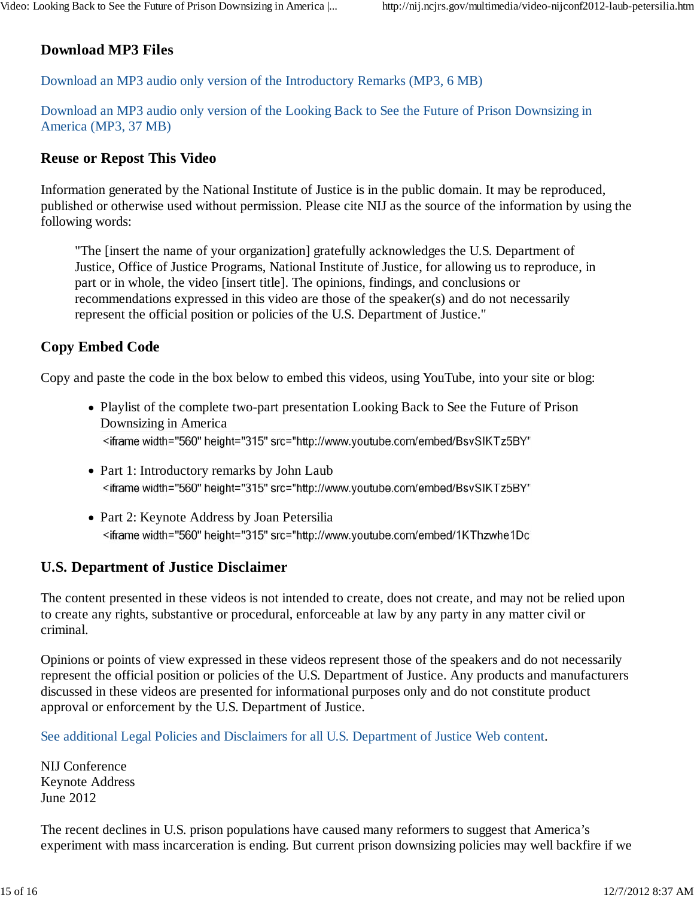### Download MP3 Files

Download an MP3 audio only version of the Introductory Remarks (MP3, 6 MB)

Download an MP3 audio only version of the Looking Back to See the Future of Prison Downsizing in America (MP3, 37 MB)

### Reuse or Repost This Video

Information generated by the National Institute of Justice is in the public domain. It may be reproduced, published or otherwise used without permission. Please cite NIJ as the source of the information by using the following words:

> "The [insert the name of your organization] gratefully acknowledges the U.S. Department of Justice, Office of Justice Programs, National Institute of Justice, for allowing us to reproduce, in part or in whole, the video [insert title]. The opinions, findings, and conclusions or recommendations expressed in this video are those of the speaker(s) and do not necessarily represent the official position or policies of the U.S. Department of Justice."

### Copy Embed Code

Copy and paste the code in the box below to embed this videos, using YouTube, into your site or blog:

- Playlist of the complete two-part presentation Looking Back to See the Future of Prison Downsizing in America
  ```
  <iframe width="560" height="315" src="http://www.youtube.com/embed/BsvSIKTz5BY"
  ```
- Part 1: Introductory remarks by John Laub
  ```
  <iframe width="560" height="315" src="http://www.youtube.com/embed/BsvSIKTz5BY"
  ```
- Part 2: Keynote Address by Joan Petersilia
  ```
  <iframe width="560" height="315" src="http://www.youtube.com/embed/1KThzwhe1Dc
  ```

### U.S. Department of Justice Disclaimer

The content presented in these videos is not intended to create, does not create, and may not be relied upon to create any rights, substantive or procedural, enforceable at law by any party in any matter civil or criminal.

Opinions or points of view expressed in these videos represent those of the speakers and do not necessarily represent the official position or policies of the U.S. Department of Justice. Any products and manufacturers discussed in these videos are presented for informational purposes only and do not constitute product approval or enforcement by the U.S. Department of Justice.

See additional Legal Policies and Disclaimers for all U.S. Department of Justice Web content.

NIJ Conference
Keynote Address
June 2012

The recent declines in U.S. prison populations have caused many reformers to suggest that America's experiment with mass incarceration is ending. But current prison downsizing policies may well backfire if we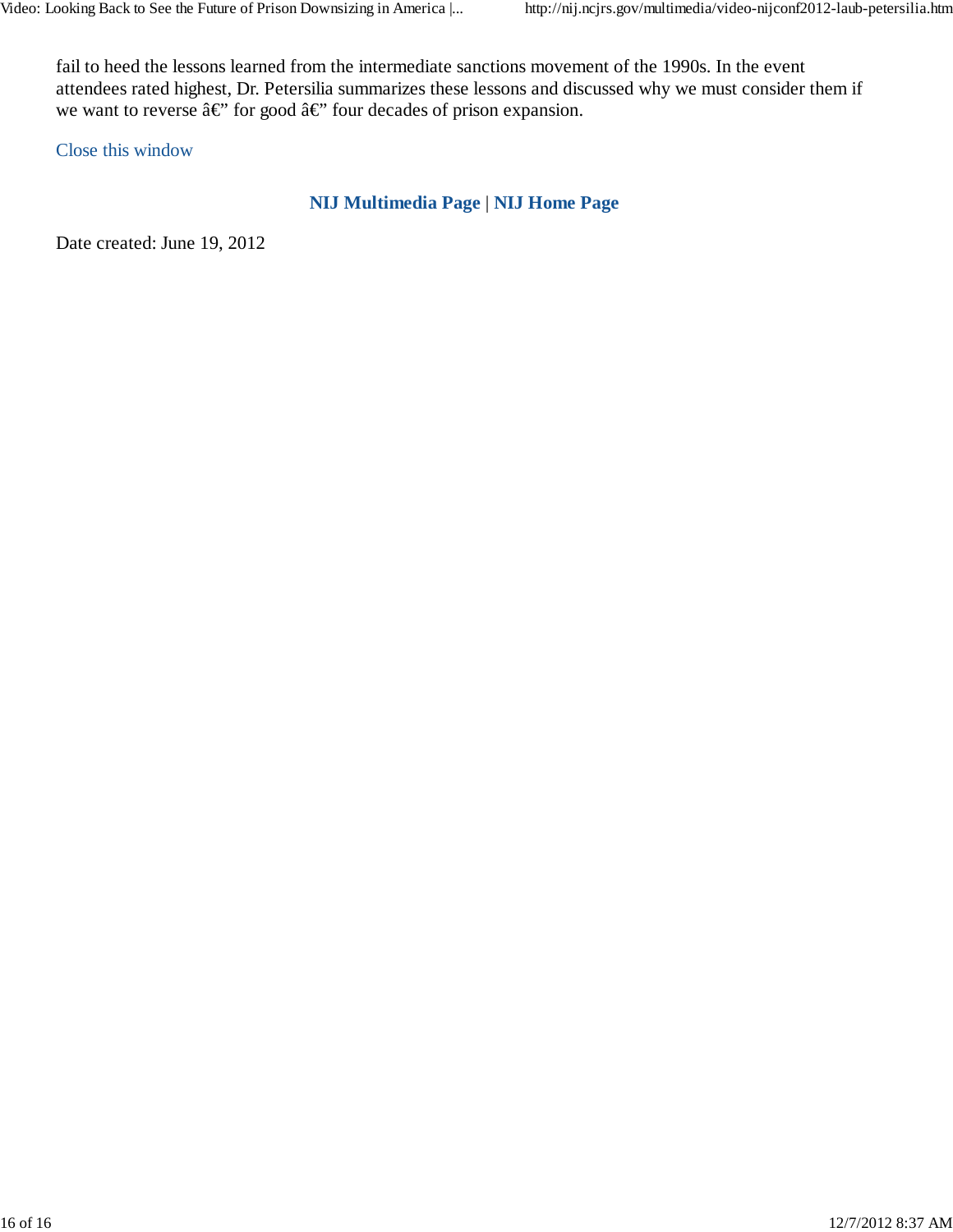fail to heed the lessons learned from the intermediate sanctions movement of the 1990s. In the event attendees rated highest, Dr. Petersilia summarizes these lessons and discussed why we must consider them if we want to reverse â€" for good â€" four decades of prison expansion.

Close this window

**NIJ Multimedia Page | NIJ Home Page**

Date created: June 19, 2012